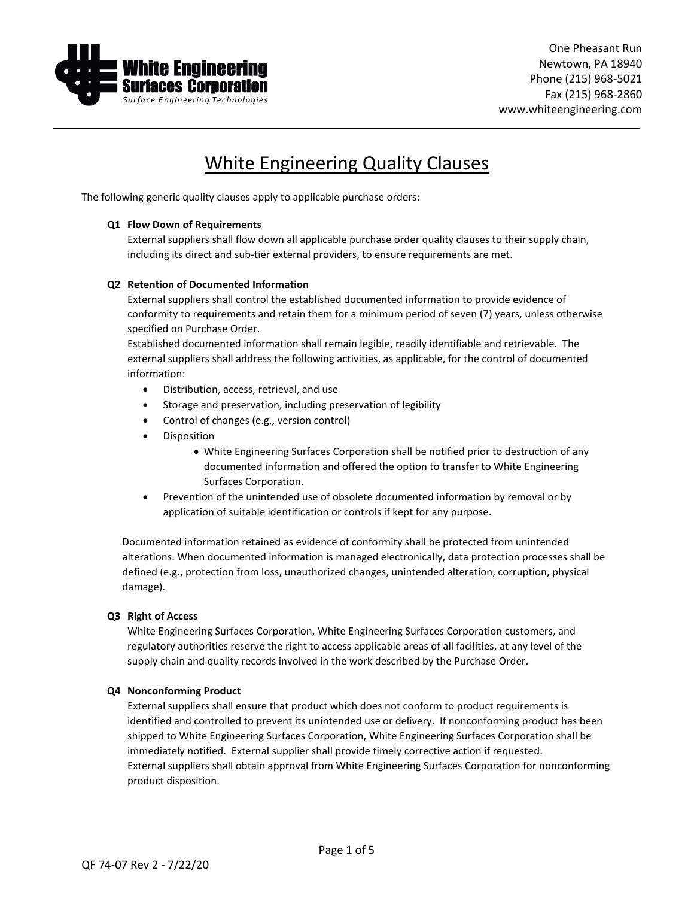White Engineering Surfaces Corporation
*Surface Engineering Technologies*

One Pheasant Run
Newtown, PA 18940
Phone (215) 968-5021
Fax (215) 968-2860
www.whiteengineering.com

# White Engineering Quality Clauses

The following generic quality clauses apply to applicable purchase orders:

**Q1 Flow Down of Requirements**

External suppliers shall flow down all applicable purchase order quality clauses to their supply chain, including its direct and sub-tier external providers, to ensure requirements are met.

**Q2 Retention of Documented Information**

External suppliers shall control the established documented information to provide evidence of conformity to requirements and retain them for a minimum period of seven (7) years, unless otherwise specified on Purchase Order.

Established documented information shall remain legible, readily identifiable and retrievable. The external suppliers shall address the following activities, as applicable, for the control of documented information:

- Distribution, access, retrieval, and use
- Storage and preservation, including preservation of legibility
- Control of changes (e.g., version control)
- Disposition
  - White Engineering Surfaces Corporation shall be notified prior to destruction of any documented information and offered the option to transfer to White Engineering Surfaces Corporation.
- Prevention of the unintended use of obsolete documented information by removal or by application of suitable identification or controls if kept for any purpose.

Documented information retained as evidence of conformity shall be protected from unintended alterations. When documented information is managed electronically, data protection processes shall be defined (e.g., protection from loss, unauthorized changes, unintended alteration, corruption, physical damage).

**Q3 Right of Access**

White Engineering Surfaces Corporation, White Engineering Surfaces Corporation customers, and regulatory authorities reserve the right to access applicable areas of all facilities, at any level of the supply chain and quality records involved in the work described by the Purchase Order.

**Q4 Nonconforming Product**

External suppliers shall ensure that product which does not conform to product requirements is identified and controlled to prevent its unintended use or delivery. If nonconforming product has been shipped to White Engineering Surfaces Corporation, White Engineering Surfaces Corporation shall be immediately notified. External supplier shall provide timely corrective action if requested.

External suppliers shall obtain approval from White Engineering Surfaces Corporation for nonconforming product disposition.

QF 74-07 Rev 2 - 7/22/20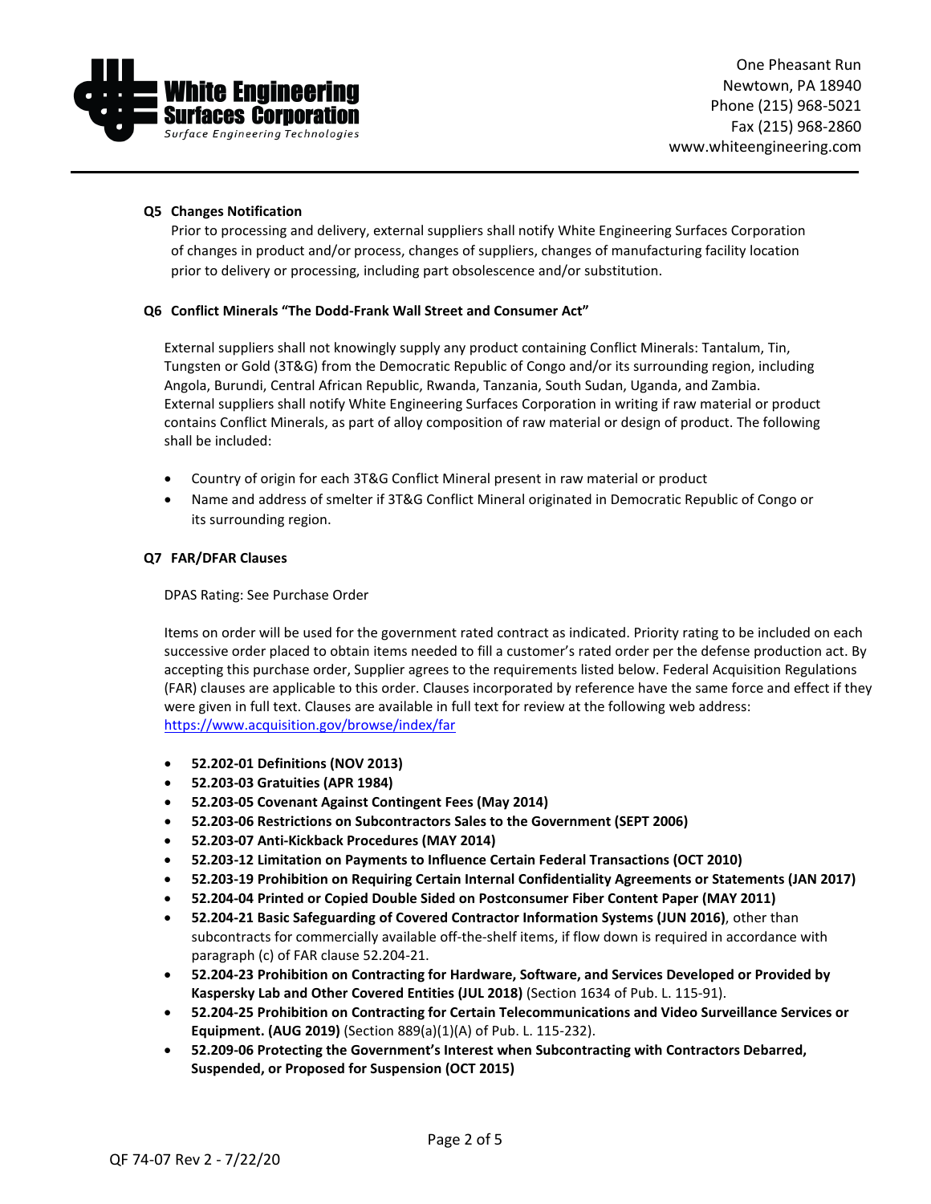**Q5 Changes Notification**

Prior to processing and delivery, external suppliers shall notify White Engineering Surfaces Corporation of changes in product and/or process, changes of suppliers, changes of manufacturing facility location prior to delivery or processing, including part obsolescence and/or substitution.

**Q6 Conflict Minerals "The Dodd-Frank Wall Street and Consumer Act"**

External suppliers shall not knowingly supply any product containing Conflict Minerals: Tantalum, Tin, Tungsten or Gold (3T&G) from the Democratic Republic of Congo and/or its surrounding region, including Angola, Burundi, Central African Republic, Rwanda, Tanzania, South Sudan, Uganda, and Zambia. External suppliers shall notify White Engineering Surfaces Corporation in writing if raw material or product contains Conflict Minerals, as part of alloy composition of raw material or design of product. The following shall be included:

- Country of origin for each 3T&G Conflict Mineral present in raw material or product
- Name and address of smelter if 3T&G Conflict Mineral originated in Democratic Republic of Congo or its surrounding region.

**Q7 FAR/DFAR Clauses**

DPAS Rating: See Purchase Order

Items on order will be used for the government rated contract as indicated. Priority rating to be included on each successive order placed to obtain items needed to fill a customer's rated order per the defense production act. By accepting this purchase order, Supplier agrees to the requirements listed below. Federal Acquisition Regulations (FAR) clauses are applicable to this order. Clauses incorporated by reference have the same force and effect if they were given in full text. Clauses are available in full text for review at the following web address: https://www.acquisition.gov/browse/index/far

- **52.202-01 Definitions (NOV 2013)**
- **52.203-03 Gratuities (APR 1984)**
- **52.203-05 Covenant Against Contingent Fees (May 2014)**
- **52.203-06 Restrictions on Subcontractors Sales to the Government (SEPT 2006)**
- **52.203-07 Anti-Kickback Procedures (MAY 2014)**
- **52.203-12 Limitation on Payments to Influence Certain Federal Transactions (OCT 2010)**
- **52.203-19 Prohibition on Requiring Certain Internal Confidentiality Agreements or Statements (JAN 2017)**
- **52.204-04 Printed or Copied Double Sided on Postconsumer Fiber Content Paper (MAY 2011)**
- **52.204-21 Basic Safeguarding of Covered Contractor Information Systems (JUN 2016)**, other than subcontracts for commercially available off-the-shelf items, if flow down is required in accordance with paragraph (c) of FAR clause 52.204-21.
- **52.204-23 Prohibition on Contracting for Hardware, Software, and Services Developed or Provided by Kaspersky Lab and Other Covered Entities (JUL 2018)** (Section 1634 of Pub. L. 115-91).
- **52.204-25 Prohibition on Contracting for Certain Telecommunications and Video Surveillance Services or Equipment. (AUG 2019)** (Section 889(a)(1)(A) of Pub. L. 115-232).
- **52.209-06 Protecting the Government's Interest when Subcontracting with Contractors Debarred, Suspended, or Proposed for Suspension (OCT 2015)**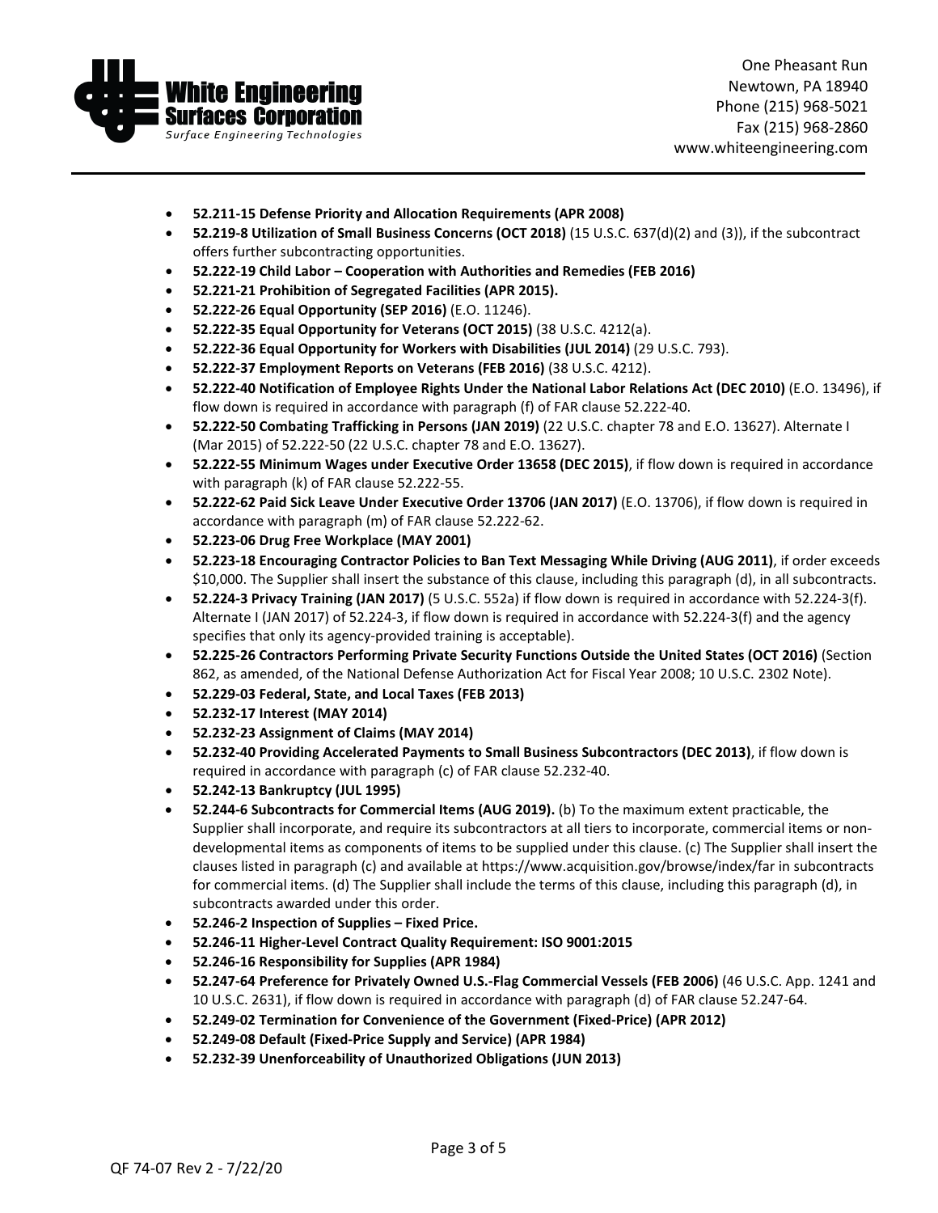- **52.211-15 Defense Priority and Allocation Requirements (APR 2008)**
- **52.219-8 Utilization of Small Business Concerns (OCT 2018)** (15 U.S.C. 637(d)(2) and (3)), if the subcontract offers further subcontracting opportunities.
- **52.222-19 Child Labor – Cooperation with Authorities and Remedies (FEB 2016)**
- **52.221-21 Prohibition of Segregated Facilities (APR 2015).**
- **52.222-26 Equal Opportunity (SEP 2016)** (E.O. 11246).
- **52.222-35 Equal Opportunity for Veterans (OCT 2015)** (38 U.S.C. 4212(a).
- **52.222-36 Equal Opportunity for Workers with Disabilities (JUL 2014)** (29 U.S.C. 793).
- **52.222-37 Employment Reports on Veterans (FEB 2016)** (38 U.S.C. 4212).
- **52.222-40 Notification of Employee Rights Under the National Labor Relations Act (DEC 2010)** (E.O. 13496), if flow down is required in accordance with paragraph (f) of FAR clause 52.222-40.
- **52.222-50 Combating Trafficking in Persons (JAN 2019)** (22 U.S.C. chapter 78 and E.O. 13627). Alternate I (Mar 2015) of 52.222-50 (22 U.S.C. chapter 78 and E.O. 13627).
- **52.222-55 Minimum Wages under Executive Order 13658 (DEC 2015)**, if flow down is required in accordance with paragraph (k) of FAR clause 52.222-55.
- **52.222-62 Paid Sick Leave Under Executive Order 13706 (JAN 2017)** (E.O. 13706), if flow down is required in accordance with paragraph (m) of FAR clause 52.222-62.
- **52.223-06 Drug Free Workplace (MAY 2001)**
- **52.223-18 Encouraging Contractor Policies to Ban Text Messaging While Driving (AUG 2011)**, if order exceeds $10,000. The Supplier shall insert the substance of this clause, including this paragraph (d), in all subcontracts.
- **52.224-3 Privacy Training (JAN 2017)** (5 U.S.C. 552a) if flow down is required in accordance with 52.224-3(f). Alternate I (JAN 2017) of 52.224-3, if flow down is required in accordance with 52.224-3(f) and the agency specifies that only its agency-provided training is acceptable).
- **52.225-26 Contractors Performing Private Security Functions Outside the United States (OCT 2016)** (Section 862, as amended, of the National Defense Authorization Act for Fiscal Year 2008; 10 U.S.C. 2302 Note).
- **52.229-03 Federal, State, and Local Taxes (FEB 2013)**
- **52.232-17 Interest (MAY 2014)**
- **52.232-23 Assignment of Claims (MAY 2014)**
- **52.232-40 Providing Accelerated Payments to Small Business Subcontractors (DEC 2013)**, if flow down is required in accordance with paragraph (c) of FAR clause 52.232-40.
- **52.242-13 Bankruptcy (JUL 1995)**
- **52.244-6 Subcontracts for Commercial Items (AUG 2019).** (b) To the maximum extent practicable, the Supplier shall incorporate, and require its subcontractors at all tiers to incorporate, commercial items or non-developmental items as components of items to be supplied under this clause. (c) The Supplier shall insert the clauses listed in paragraph (c) and available at https://www.acquisition.gov/browse/index/far in subcontracts for commercial items. (d) The Supplier shall include the terms of this clause, including this paragraph (d), in subcontracts awarded under this order.
- **52.246-2 Inspection of Supplies – Fixed Price.**
- **52.246-11 Higher-Level Contract Quality Requirement: ISO 9001:2015**
- **52.246-16 Responsibility for Supplies (APR 1984)**
- **52.247-64 Preference for Privately Owned U.S.-Flag Commercial Vessels (FEB 2006)** (46 U.S.C. App. 1241 and 10 U.S.C. 2631), if flow down is required in accordance with paragraph (d) of FAR clause 52.247-64.
- **52.249-02 Termination for Convenience of the Government (Fixed-Price) (APR 2012)**
- **52.249-08 Default (Fixed-Price Supply and Service) (APR 1984)**
- **52.232-39 Unenforceability of Unauthorized Obligations (JUN 2013)**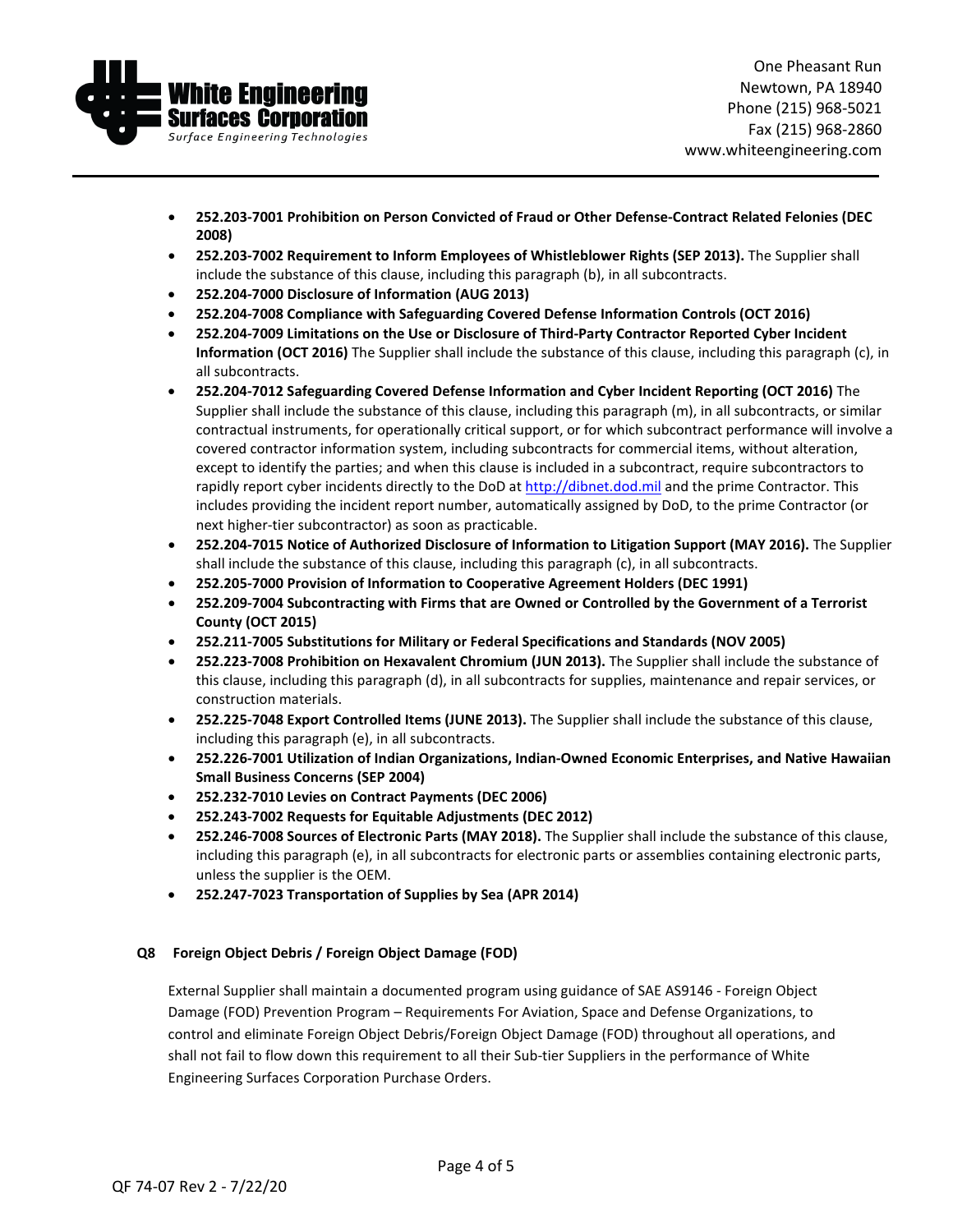- **252.203-7001 Prohibition on Person Convicted of Fraud or Other Defense-Contract Related Felonies (DEC 2008)**
- **252.203-7002 Requirement to Inform Employees of Whistleblower Rights (SEP 2013).** The Supplier shall include the substance of this clause, including this paragraph (b), in all subcontracts.
- **252.204-7000 Disclosure of Information (AUG 2013)**
- **252.204-7008 Compliance with Safeguarding Covered Defense Information Controls (OCT 2016)**
- **252.204-7009 Limitations on the Use or Disclosure of Third-Party Contractor Reported Cyber Incident Information (OCT 2016)** The Supplier shall include the substance of this clause, including this paragraph (c), in all subcontracts.
- **252.204-7012 Safeguarding Covered Defense Information and Cyber Incident Reporting (OCT 2016)** The Supplier shall include the substance of this clause, including this paragraph (m), in all subcontracts, or similar contractual instruments, for operationally critical support, or for which subcontract performance will involve a covered contractor information system, including subcontracts for commercial items, without alteration, except to identify the parties; and when this clause is included in a subcontract, require subcontractors to rapidly report cyber incidents directly to the DoD at http://dibnet.dod.mil and the prime Contractor. This includes providing the incident report number, automatically assigned by DoD, to the prime Contractor (or next higher-tier subcontractor) as soon as practicable.
- **252.204-7015 Notice of Authorized Disclosure of Information to Litigation Support (MAY 2016).** The Supplier shall include the substance of this clause, including this paragraph (c), in all subcontracts.
- **252.205-7000 Provision of Information to Cooperative Agreement Holders (DEC 1991)**
- **252.209-7004 Subcontracting with Firms that are Owned or Controlled by the Government of a Terrorist County (OCT 2015)**
- **252.211-7005 Substitutions for Military or Federal Specifications and Standards (NOV 2005)**
- **252.223-7008 Prohibition on Hexavalent Chromium (JUN 2013).** The Supplier shall include the substance of this clause, including this paragraph (d), in all subcontracts for supplies, maintenance and repair services, or construction materials.
- **252.225-7048 Export Controlled Items (JUNE 2013).** The Supplier shall include the substance of this clause, including this paragraph (e), in all subcontracts.
- **252.226-7001 Utilization of Indian Organizations, Indian-Owned Economic Enterprises, and Native Hawaiian Small Business Concerns (SEP 2004)**
- **252.232-7010 Levies on Contract Payments (DEC 2006)**
- **252.243-7002 Requests for Equitable Adjustments (DEC 2012)**
- **252.246-7008 Sources of Electronic Parts (MAY 2018).** The Supplier shall include the substance of this clause, including this paragraph (e), in all subcontracts for electronic parts or assemblies containing electronic parts, unless the supplier is the OEM.
- **252.247-7023 Transportation of Supplies by Sea (APR 2014)**

## Q8 Foreign Object Debris / Foreign Object Damage (FOD)

External Supplier shall maintain a documented program using guidance of SAE AS9146 - Foreign Object Damage (FOD) Prevention Program – Requirements For Aviation, Space and Defense Organizations, to control and eliminate Foreign Object Debris/Foreign Object Damage (FOD) throughout all operations, and shall not fail to flow down this requirement to all their Sub-tier Suppliers in the performance of White Engineering Surfaces Corporation Purchase Orders.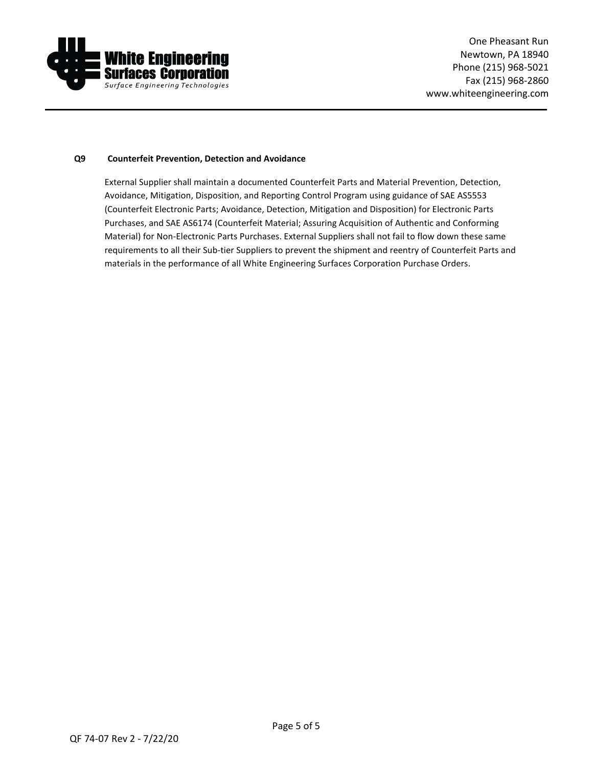**Q9 Counterfeit Prevention, Detection and Avoidance**

External Supplier shall maintain a documented Counterfeit Parts and Material Prevention, Detection, Avoidance, Mitigation, Disposition, and Reporting Control Program using guidance of SAE AS5553 (Counterfeit Electronic Parts; Avoidance, Detection, Mitigation and Disposition) for Electronic Parts Purchases, and SAE AS6174 (Counterfeit Material; Assuring Acquisition of Authentic and Conforming Material) for Non-Electronic Parts Purchases. External Suppliers shall not fail to flow down these same requirements to all their Sub-tier Suppliers to prevent the shipment and reentry of Counterfeit Parts and materials in the performance of all White Engineering Surfaces Corporation Purchase Orders.